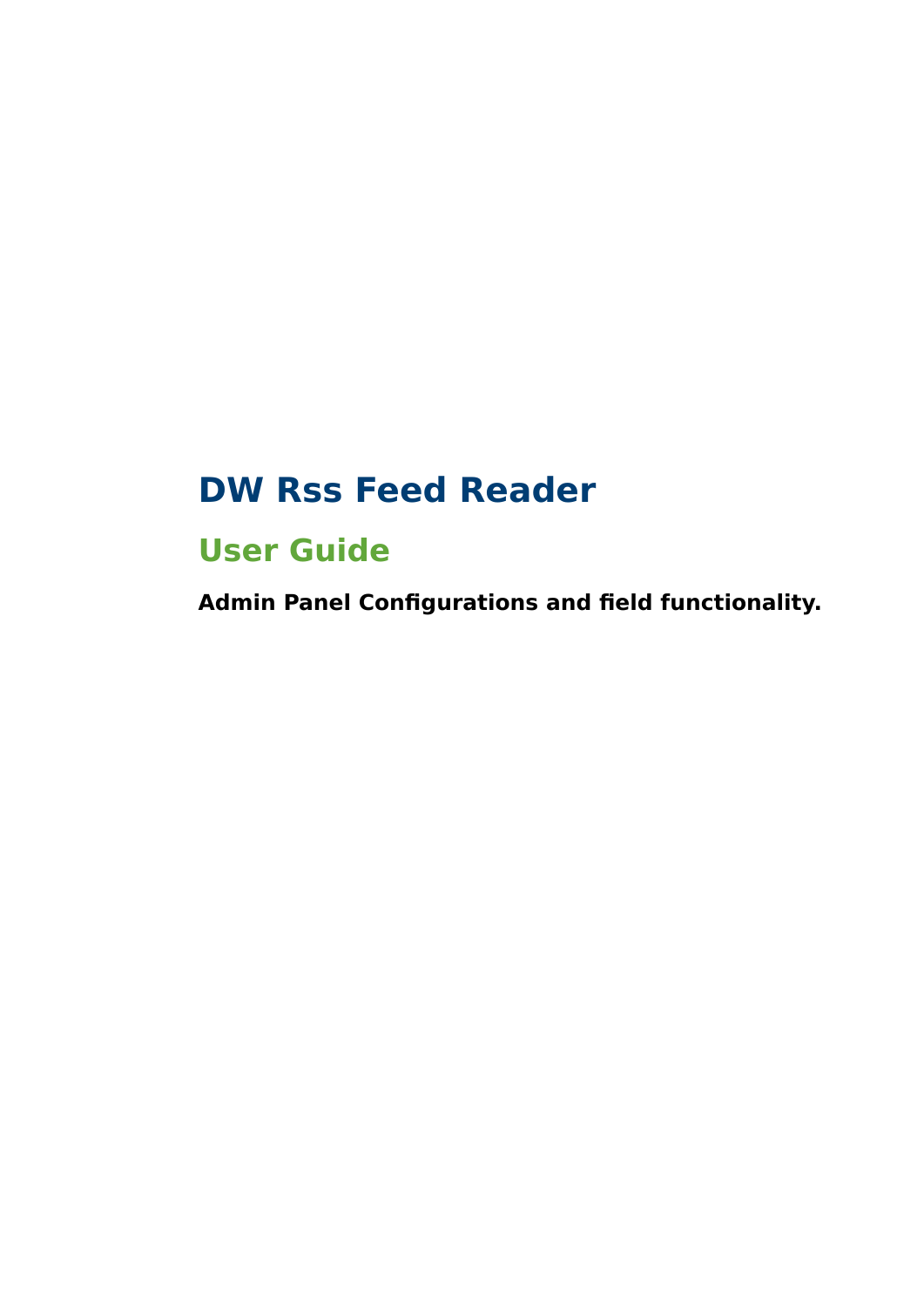# DW Rss Feed Reader

## User Guide

**Admin Panel Configurations and field functionality.**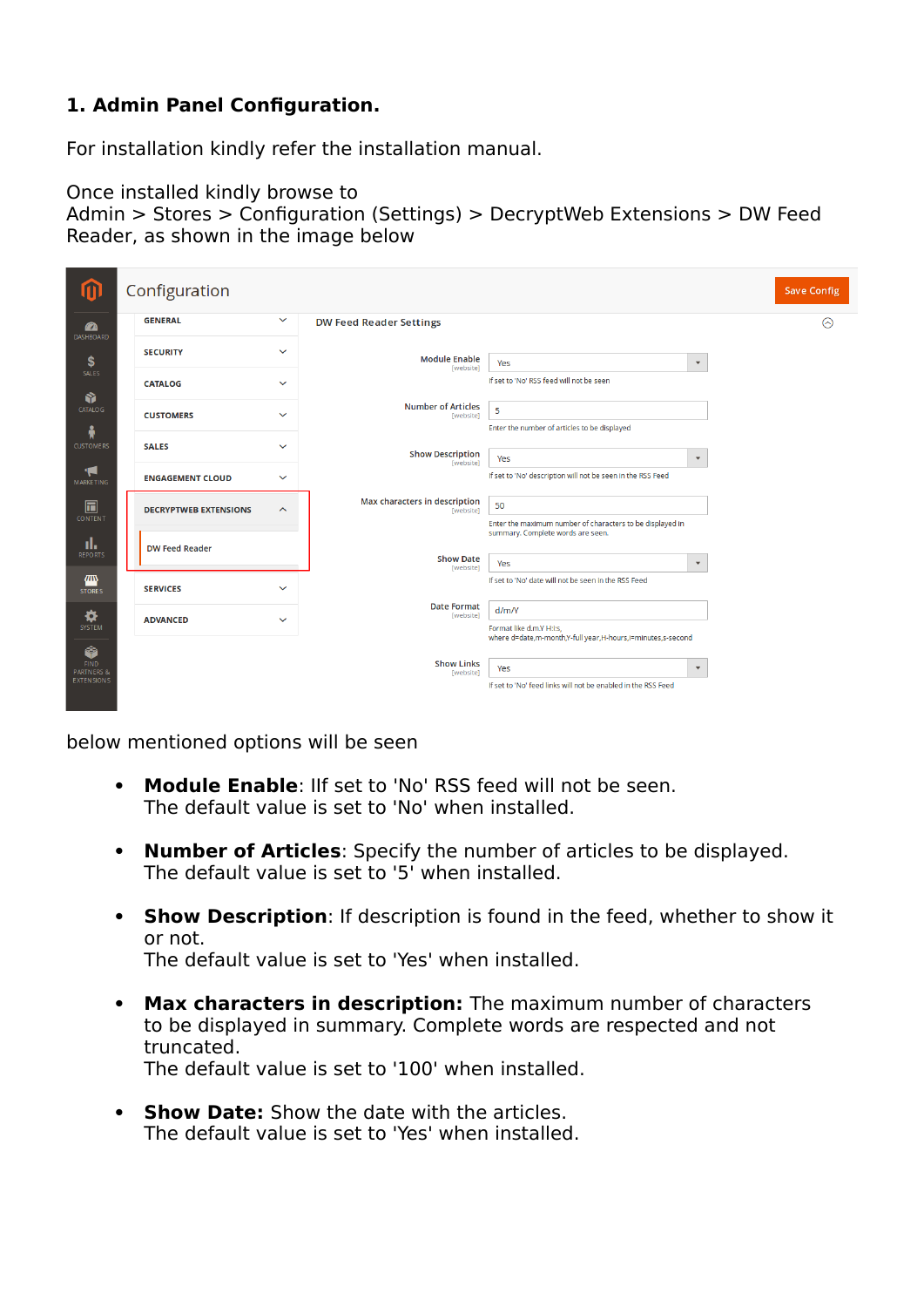## 1. Admin Panel Configuration.

For installation kindly refer the installation manual.

Once installed kindly browse to
Admin > Stores > Configuration (Settings) > DecryptWeb Extensions > DW Feed Reader, as shown in the image below

below mentioned options will be seen

- **Module Enable**: Ilf set to 'No' RSS feed will not be seen.
  The default value is set to 'No' when installed.

- **Number of Articles**: Specify the number of articles to be displayed.
  The default value is set to '5' when installed.

- **Show Description**: If description is found in the feed, whether to show it or not.
  The default value is set to 'Yes' when installed.

- **Max characters in description:** The maximum number of characters to be displayed in summary. Complete words are respected and not truncated.
  The default value is set to '100' when installed.

- **Show Date:** Show the date with the articles.
  The default value is set to 'Yes' when installed.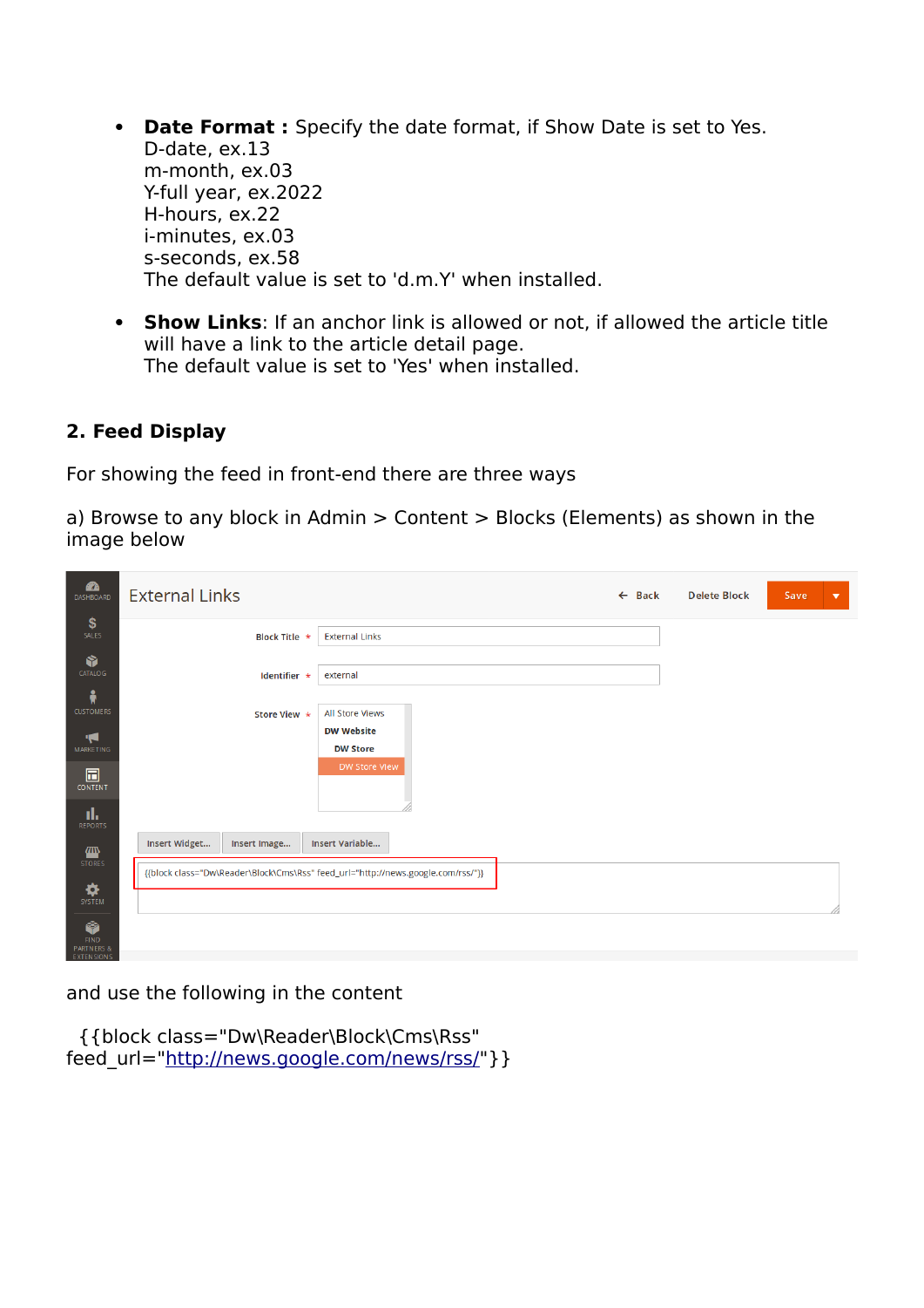- **Date Format :** Specify the date format, if Show Date is set to Yes.
  D-date, ex.13
  m-month, ex.03
  Y-full year, ex.2022
  H-hours, ex.22
  i-minutes, ex.03
  s-seconds, ex.58
  The default value is set to 'd.m.Y' when installed.

- **Show Links**: If an anchor link is allowed or not, if allowed the article title will have a link to the article detail page.
  The default value is set to 'Yes' when installed.

## 2. Feed Display

For showing the feed in front-end there are three ways

a) Browse to any block in Admin > Content > Blocks (Elements) as shown in the image below

and use the following in the content

```
{{block class="Dw\Reader\Block\Cms\Rss" feed_url="http://news.google.com/news/rss/"}}
```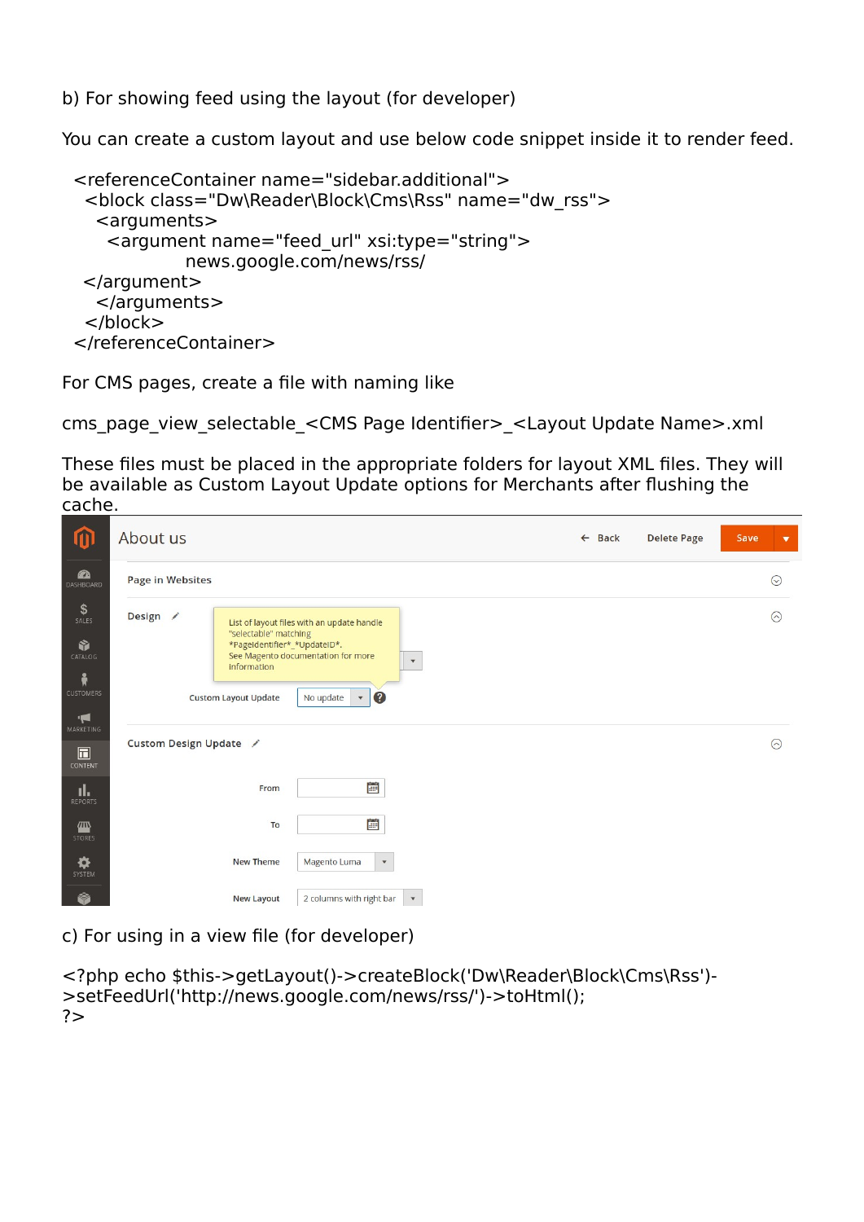b) For showing feed using the layout (for developer)

You can create a custom layout and use below code snippet inside it to render feed.

```
<referenceContainer name="sidebar.additional">
  <block class="Dw\Reader\Block\Cms\Rss" name="dw_rss">
    <arguments>
      <argument name="feed_url" xsi:type="string">
                news.google.com/news/rss/
  </argument>
    </arguments>
  </block>
</referenceContainer>
```

For CMS pages, create a file with naming like

cms_page_view_selectable_<CMS Page Identifier>_<Layout Update Name>.xml

These files must be placed in the appropriate folders for layout XML files. They will be available as Custom Layout Update options for Merchants after flushing the cache.

c) For using in a view file (for developer)

```
<?php echo $this->getLayout()->createBlock('Dw\Reader\Block\Cms\Rss')->setFeedUrl('http://news.google.com/news/rss/')->toHtml();
?>
```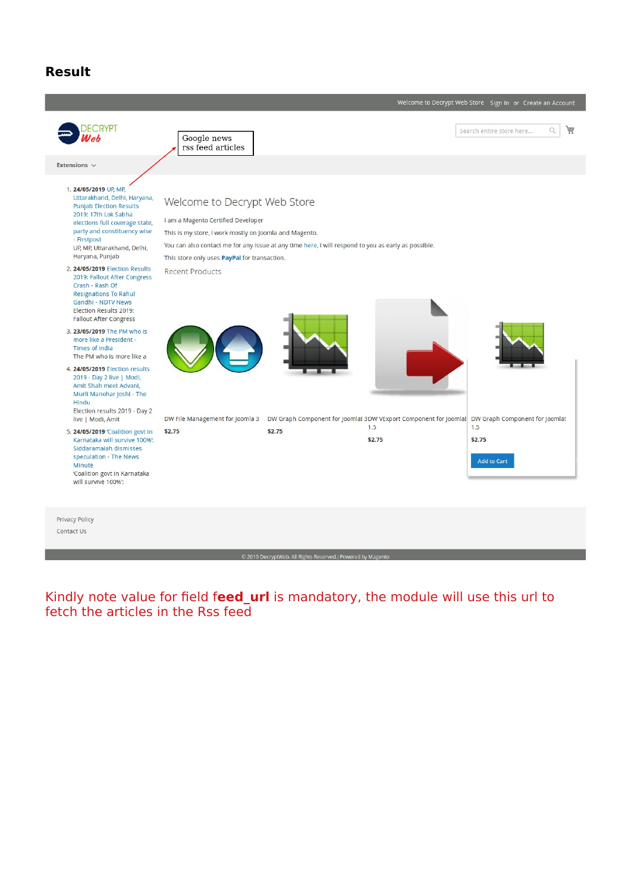## Result

Kindly note value for field **feed_url** is mandatory, the module will use this url to fetch the articles in the Rss feed